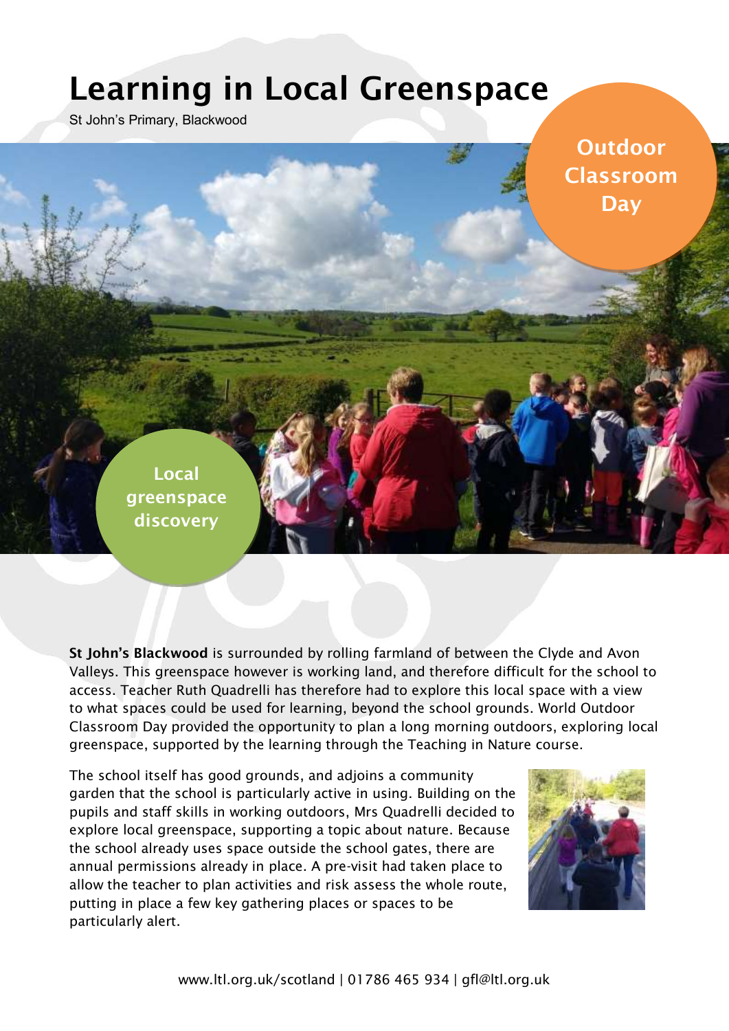# Learning in Local Greenspace

St John's Primary, Blackwood

Outdoor Classroom Day

Local greenspace discovery

**St John's Blackwood** is surrounded by rolling farmland of between the Clyde and Avon Valleys. This greenspace however is working land, and therefore difficult for the school to access. Teacher Ruth Quadrelli has therefore had to explore this local space with a view to what spaces could be used for learning, beyond the school grounds. World Outdoor Classroom Day provided the opportunity to plan a long morning outdoors, exploring local greenspace, supported by the learning through the Teaching in Nature course.

The school itself has good grounds, and adjoins a community garden that the school is particularly active in using. Building on the pupils and staff skills in working outdoors, Mrs Quadrelli decided to explore local greenspace, supporting a topic about nature. Because the school already uses space outside the school gates, there are annual permissions already in place. A pre-visit had taken place to allow the teacher to plan activities and risk assess the whole route, putting in place a few key gathering places or spaces to be particularly alert.

www.ltl.org.uk/scotland | 01786 465 934 | gfl@ltl.org.uk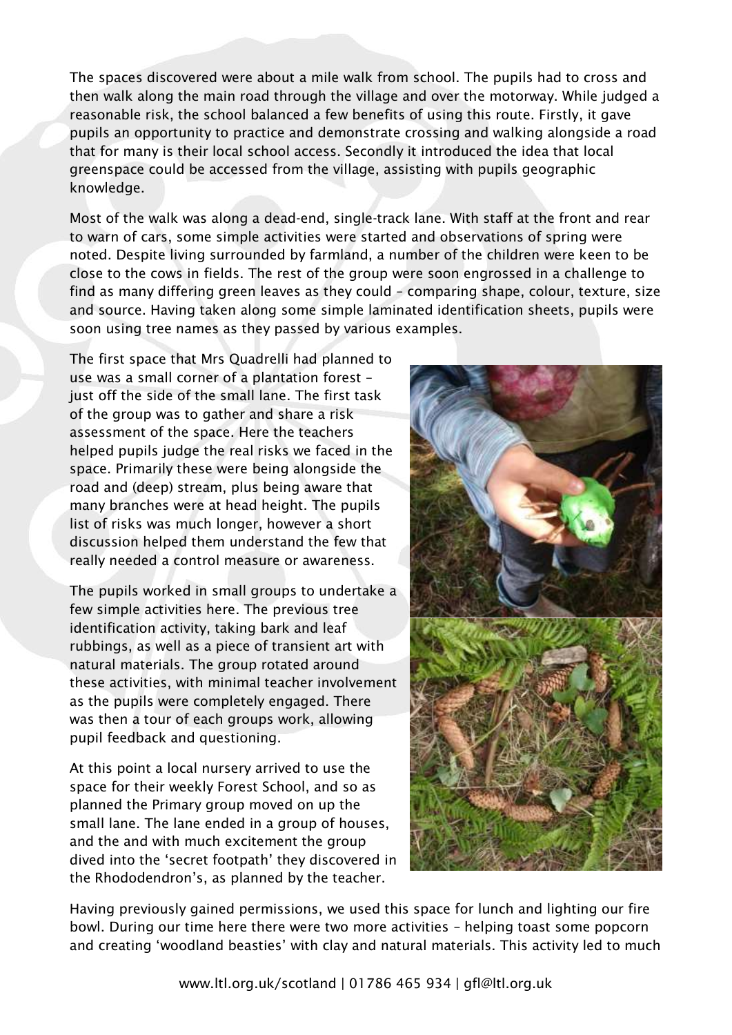The spaces discovered were about a mile walk from school. The pupils had to cross and then walk along the main road through the village and over the motorway. While judged a reasonable risk, the school balanced a few benefits of using this route. Firstly, it gave pupils an opportunity to practice and demonstrate crossing and walking alongside a road that for many is their local school access. Secondly it introduced the idea that local greenspace could be accessed from the village, assisting with pupils geographic knowledge.

Most of the walk was along a dead-end, single-track lane. With staff at the front and rear to warn of cars, some simple activities were started and observations of spring were noted. Despite living surrounded by farmland, a number of the children were keen to be close to the cows in fields. The rest of the group were soon engrossed in a challenge to find as many differing green leaves as they could – comparing shape, colour, texture, size and source. Having taken along some simple laminated identification sheets, pupils were soon using tree names as they passed by various examples.

The first space that Mrs Quadrelli had planned to use was a small corner of a plantation forest – just off the side of the small lane. The first task of the group was to gather and share a risk assessment of the space. Here the teachers helped pupils judge the real risks we faced in the space. Primarily these were being alongside the road and (deep) stream, plus being aware that many branches were at head height. The pupils list of risks was much longer, however a short discussion helped them understand the few that really needed a control measure or awareness.

The pupils worked in small groups to undertake a few simple activities here. The previous tree identification activity, taking bark and leaf rubbings, as well as a piece of transient art with natural materials. The group rotated around these activities, with minimal teacher involvement as the pupils were completely engaged. There was then a tour of each groups work, allowing pupil feedback and questioning.

At this point a local nursery arrived to use the space for their weekly Forest School, and so as planned the Primary group moved on up the small lane. The lane ended in a group of houses, and the and with much excitement the group dived into the 'secret footpath' they discovered in the Rhododendron's, as planned by the teacher.

Having previously gained permissions, we used this space for lunch and lighting our fire bowl. During our time here there were two more activities – helping toast some popcorn and creating 'woodland beasties' with clay and natural materials. This activity led to much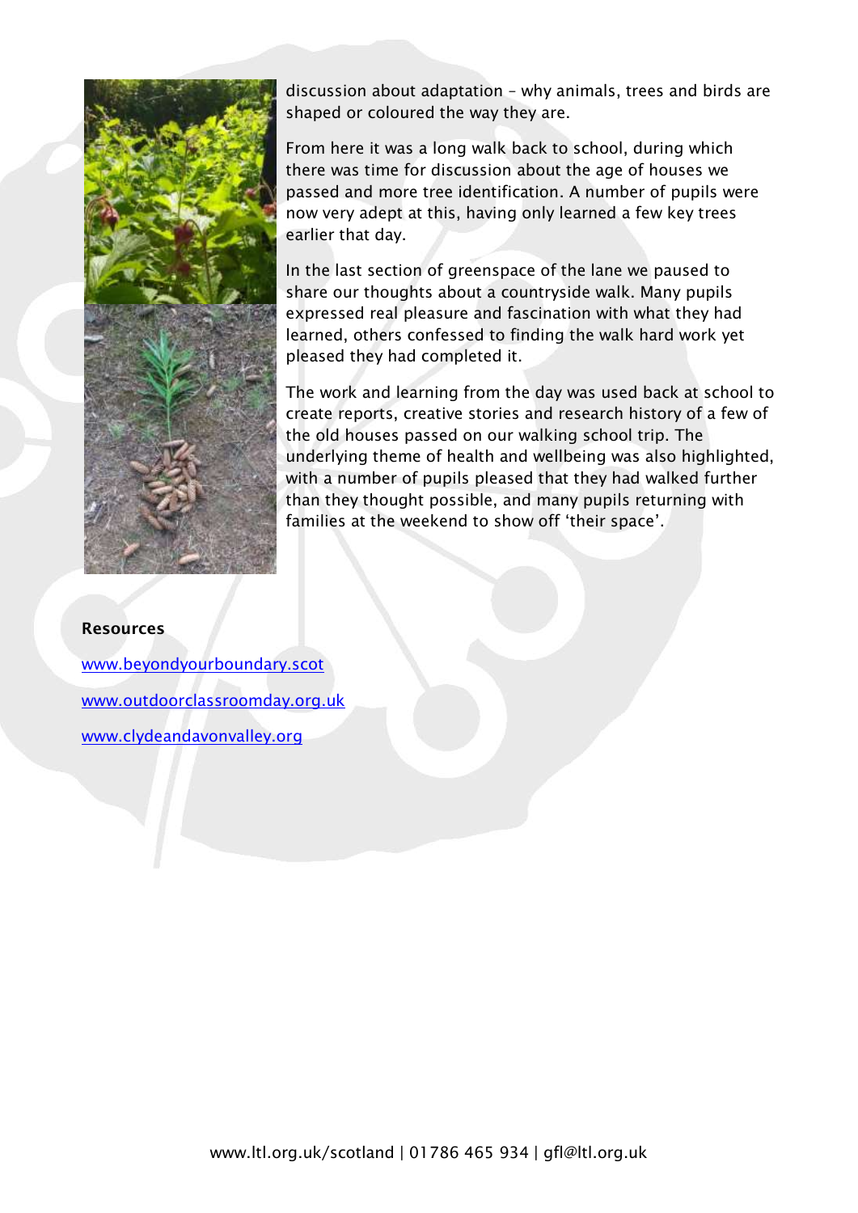discussion about adaptation – why animals, trees and birds are shaped or coloured the way they are.

From here it was a long walk back to school, during which there was time for discussion about the age of houses we passed and more tree identification. A number of pupils were now very adept at this, having only learned a few key trees earlier that day.

In the last section of greenspace of the lane we paused to share our thoughts about a countryside walk. Many pupils expressed real pleasure and fascination with what they had learned, others confessed to finding the walk hard work yet pleased they had completed it.

The work and learning from the day was used back at school to create reports, creative stories and research history of a few of the old houses passed on our walking school trip. The underlying theme of health and wellbeing was also highlighted, with a number of pupils pleased that they had walked further than they thought possible, and many pupils returning with families at the weekend to show off 'their space'.

**Resources**

[www.beyondyourboundary.scot](http://www.beyondyourboundary.scot)

[www.outdoorclassroomday.org.uk](http://www.outdoorclassroomday.org.uk)

[www.clydeandavonvalley.org](http://www.clydeandavonvalley.org)

www.ltl.org.uk/scotland | 01786 465 934 | gfl@ltl.org.uk